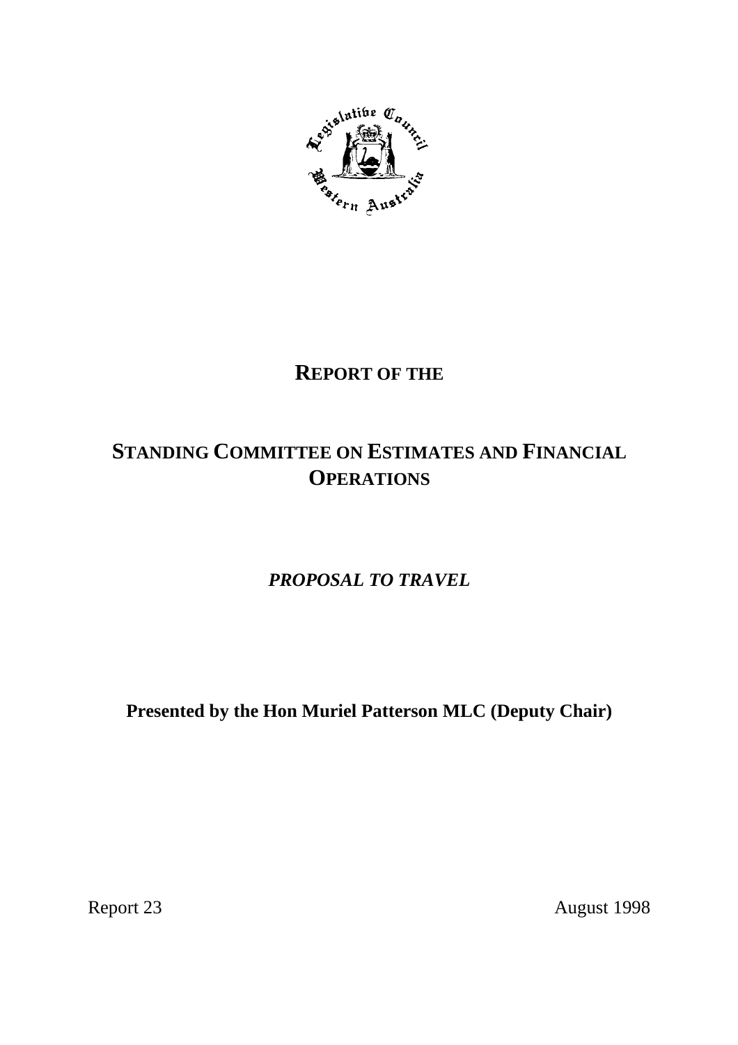# REPORT OF THE

# STANDING COMMITTEE ON ESTIMATES AND FINANCIAL OPERATIONS

## *PROPOSAL TO TRAVEL*

**Presented by the Hon Muriel Patterson MLC (Deputy Chair)**

Report 23 August 1998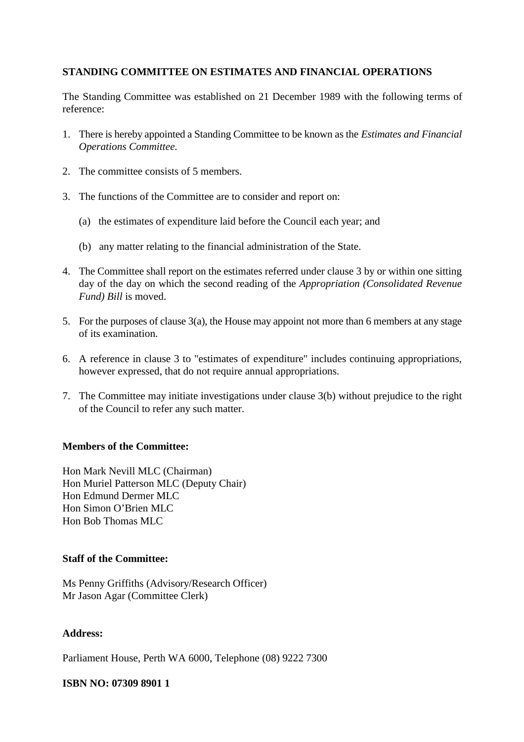**STANDING COMMITTEE ON ESTIMATES AND FINANCIAL OPERATIONS**

The Standing Committee was established on 21 December 1989 with the following terms of reference:

1. There is hereby appointed a Standing Committee to be known as the *Estimates and Financial Operations Committee.*

2. The committee consists of 5 members.

3. The functions of the Committee are to consider and report on:

   (a) the estimates of expenditure laid before the Council each year; and

   (b) any matter relating to the financial administration of the State.

4. The Committee shall report on the estimates referred under clause 3 by or within one sitting day of the day on which the second reading of the *Appropriation (Consolidated Revenue Fund) Bill* is moved.

5. For the purposes of clause 3(a), the House may appoint not more than 6 members at any stage of its examination.

6. A reference in clause 3 to "estimates of expenditure" includes continuing appropriations, however expressed, that do not require annual appropriations.

7. The Committee may initiate investigations under clause 3(b) without prejudice to the right of the Council to refer any such matter.

**Members of the Committee:**

Hon Mark Nevill MLC (Chairman)
Hon Muriel Patterson MLC (Deputy Chair)
Hon Edmund Dermer MLC
Hon Simon O'Brien MLC
Hon Bob Thomas MLC

**Staff of the Committee:**

Ms Penny Griffiths (Advisory/Research Officer)
Mr Jason Agar (Committee Clerk)

**Address:**

Parliament House, Perth WA 6000, Telephone (08) 9222 7300

**ISBN NO: 07309 8901 1**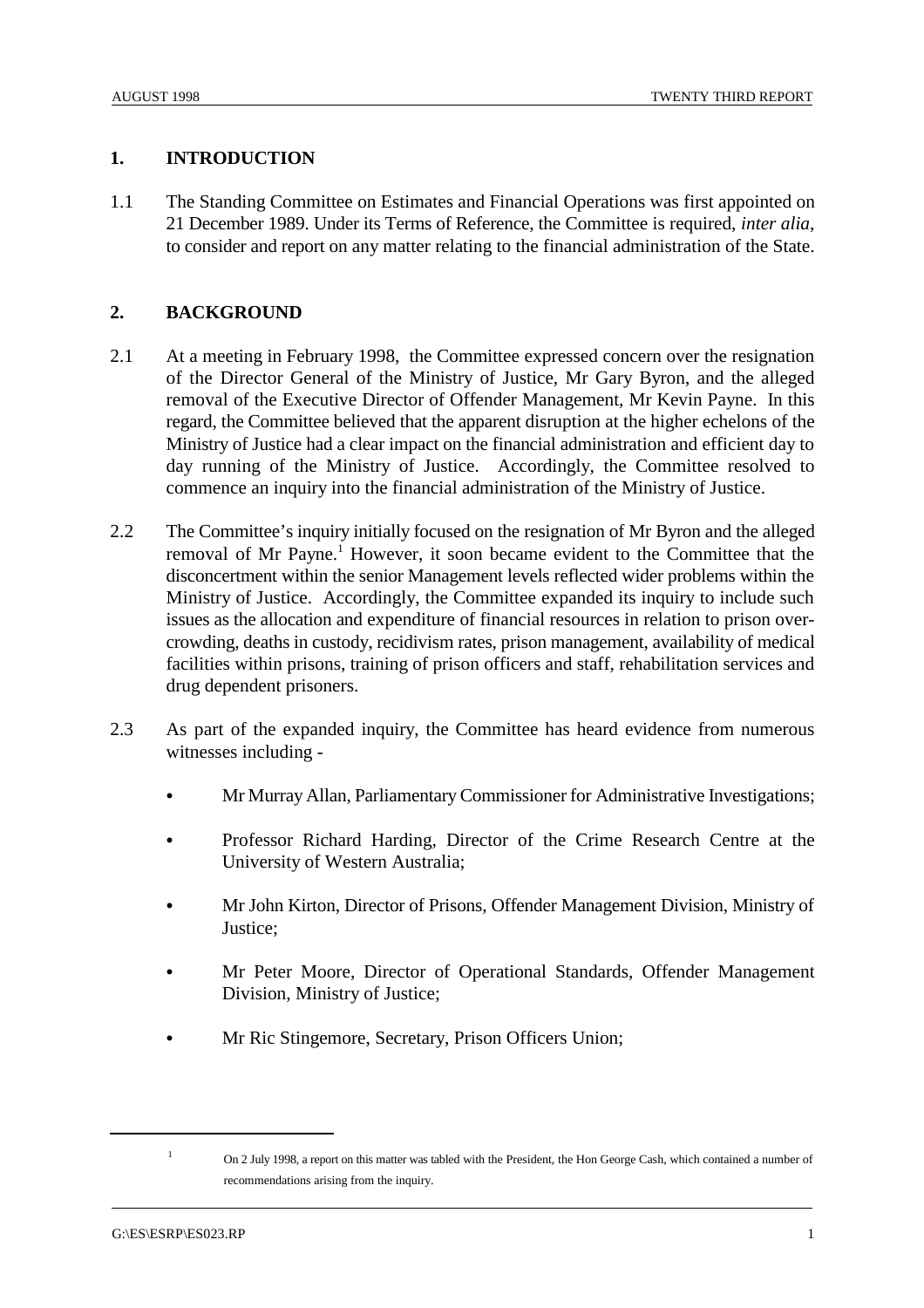## 1. INTRODUCTION

1.1 The Standing Committee on Estimates and Financial Operations was first appointed on 21 December 1989. Under its Terms of Reference, the Committee is required, *inter alia*, to consider and report on any matter relating to the financial administration of the State.

## 2. BACKGROUND

2.1 At a meeting in February 1998, the Committee expressed concern over the resignation of the Director General of the Ministry of Justice, Mr Gary Byron, and the alleged removal of the Executive Director of Offender Management, Mr Kevin Payne. In this regard, the Committee believed that the apparent disruption at the higher echelons of the Ministry of Justice had a clear impact on the financial administration and efficient day to day running of the Ministry of Justice. Accordingly, the Committee resolved to commence an inquiry into the financial administration of the Ministry of Justice.

2.2 The Committee's inquiry initially focused on the resignation of Mr Byron and the alleged removal of Mr Payne.[1] However, it soon became evident to the Committee that the disconcertment within the senior Management levels reflected wider problems within the Ministry of Justice. Accordingly, the Committee expanded its inquiry to include such issues as the allocation and expenditure of financial resources in relation to prison over-crowding, deaths in custody, recidivism rates, prison management, availability of medical facilities within prisons, training of prison officers and staff, rehabilitation services and drug dependent prisoners.

2.3 As part of the expanded inquiry, the Committee has heard evidence from numerous witnesses including -

- Mr Murray Allan, Parliamentary Commissioner for Administrative Investigations;
- Professor Richard Harding, Director of the Crime Research Centre at the University of Western Australia;
- Mr John Kirton, Director of Prisons, Offender Management Division, Ministry of Justice;
- Mr Peter Moore, Director of Operational Standards, Offender Management Division, Ministry of Justice;
- Mr Ric Stingemore, Secretary, Prison Officers Union;

---

[1] On 2 July 1998, a report on this matter was tabled with the President, the Hon George Cash, which contained a number of recommendations arising from the inquiry.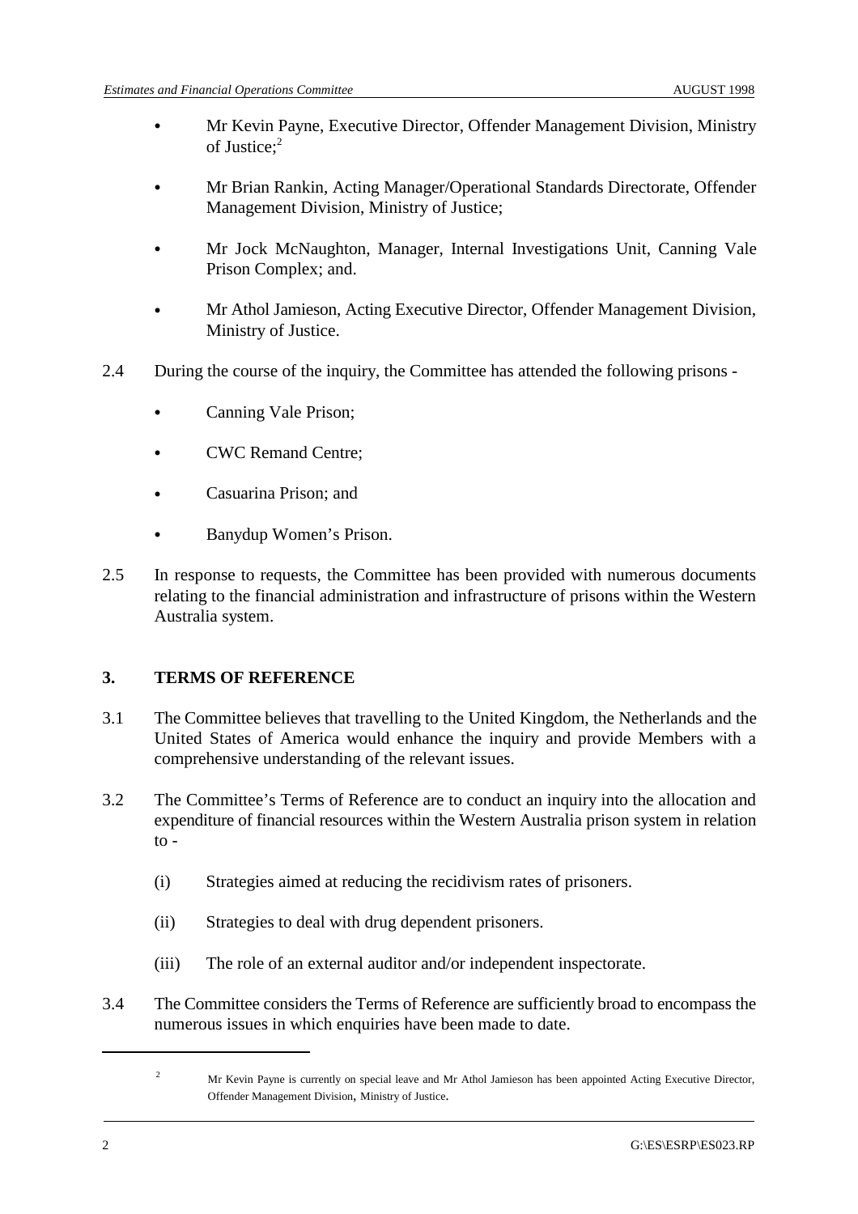- Mr Kevin Payne, Executive Director, Offender Management Division, Ministry of Justice;[2]

- Mr Brian Rankin, Acting Manager/Operational Standards Directorate, Offender Management Division, Ministry of Justice;

- Mr Jock McNaughton, Manager, Internal Investigations Unit, Canning Vale Prison Complex; and.

- Mr Athol Jamieson, Acting Executive Director, Offender Management Division, Ministry of Justice.

2.4 During the course of the inquiry, the Committee has attended the following prisons -

- Canning Vale Prison;

- CWC Remand Centre;

- Casuarina Prison; and

- Banydup Women's Prison.

2.5 In response to requests, the Committee has been provided with numerous documents relating to the financial administration and infrastructure of prisons within the Western Australia system.

## 3. TERMS OF REFERENCE

3.1 The Committee believes that travelling to the United Kingdom, the Netherlands and the United States of America would enhance the inquiry and provide Members with a comprehensive understanding of the relevant issues.

3.2 The Committee's Terms of Reference are to conduct an inquiry into the allocation and expenditure of financial resources within the Western Australia prison system in relation to -

(i) Strategies aimed at reducing the recidivism rates of prisoners.

(ii) Strategies to deal with drug dependent prisoners.

(iii) The role of an external auditor and/or independent inspectorate.

3.4 The Committee considers the Terms of Reference are sufficiently broad to encompass the numerous issues in which enquiries have been made to date.

---

[2] Mr Kevin Payne is currently on special leave and Mr Athol Jamieson has been appointed Acting Executive Director, Offender Management Division, Ministry of Justice.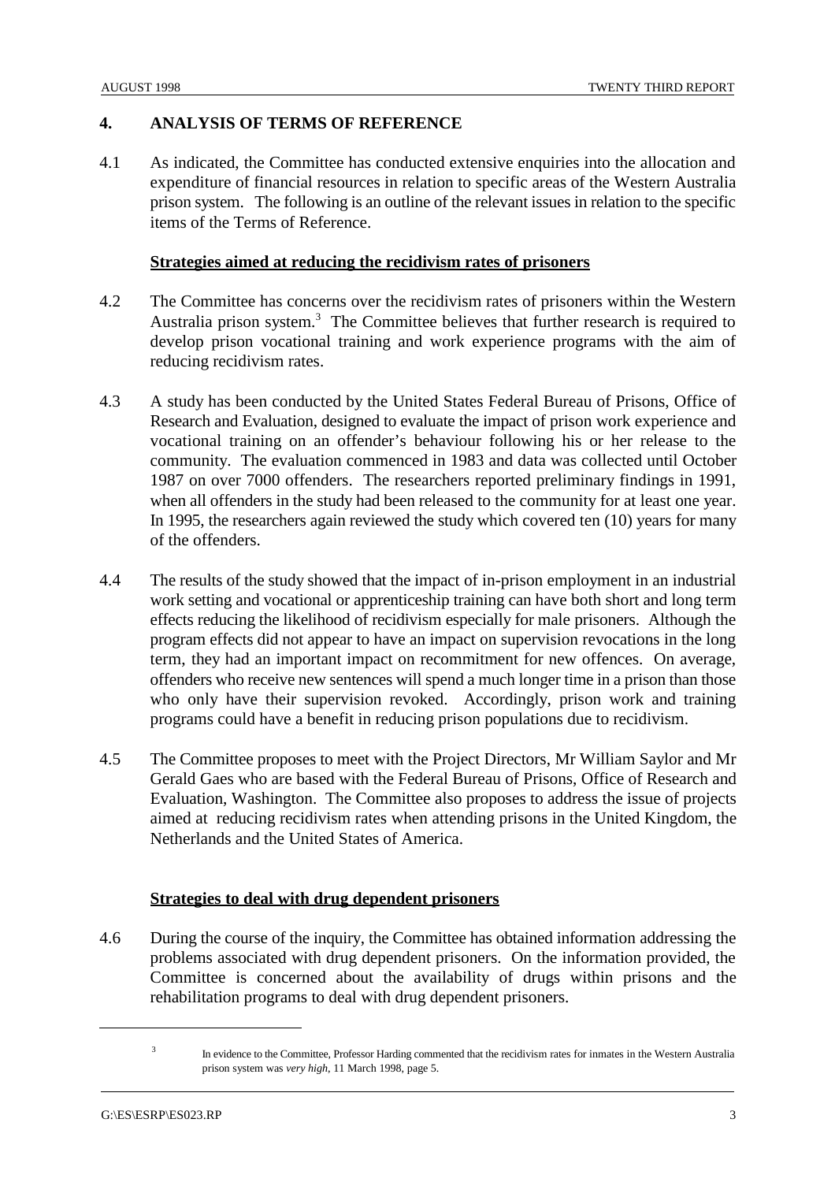## 4. ANALYSIS OF TERMS OF REFERENCE

4.1 As indicated, the Committee has conducted extensive enquiries into the allocation and expenditure of financial resources in relation to specific areas of the Western Australia prison system. The following is an outline of the relevant issues in relation to the specific items of the Terms of Reference.

### Strategies aimed at reducing the recidivism rates of prisoners

4.2 The Committee has concerns over the recidivism rates of prisoners within the Western Australia prison system.[3] The Committee believes that further research is required to develop prison vocational training and work experience programs with the aim of reducing recidivism rates.

4.3 A study has been conducted by the United States Federal Bureau of Prisons, Office of Research and Evaluation, designed to evaluate the impact of prison work experience and vocational training on an offender's behaviour following his or her release to the community. The evaluation commenced in 1983 and data was collected until October 1987 on over 7000 offenders. The researchers reported preliminary findings in 1991, when all offenders in the study had been released to the community for at least one year. In 1995, the researchers again reviewed the study which covered ten (10) years for many of the offenders.

4.4 The results of the study showed that the impact of in-prison employment in an industrial work setting and vocational or apprenticeship training can have both short and long term effects reducing the likelihood of recidivism especially for male prisoners. Although the program effects did not appear to have an impact on supervision revocations in the long term, they had an important impact on recommitment for new offences. On average, offenders who receive new sentences will spend a much longer time in a prison than those who only have their supervision revoked. Accordingly, prison work and training programs could have a benefit in reducing prison populations due to recidivism.

4.5 The Committee proposes to meet with the Project Directors, Mr William Saylor and Mr Gerald Gaes who are based with the Federal Bureau of Prisons, Office of Research and Evaluation, Washington. The Committee also proposes to address the issue of projects aimed at reducing recidivism rates when attending prisons in the United Kingdom, the Netherlands and the United States of America.

### Strategies to deal with drug dependent prisoners

4.6 During the course of the inquiry, the Committee has obtained information addressing the problems associated with drug dependent prisoners. On the information provided, the Committee is concerned about the availability of drugs within prisons and the rehabilitation programs to deal with drug dependent prisoners.

---

[3] In evidence to the Committee, Professor Harding commented that the recidivism rates for inmates in the Western Australia prison system was *very high*, 11 March 1998, page 5.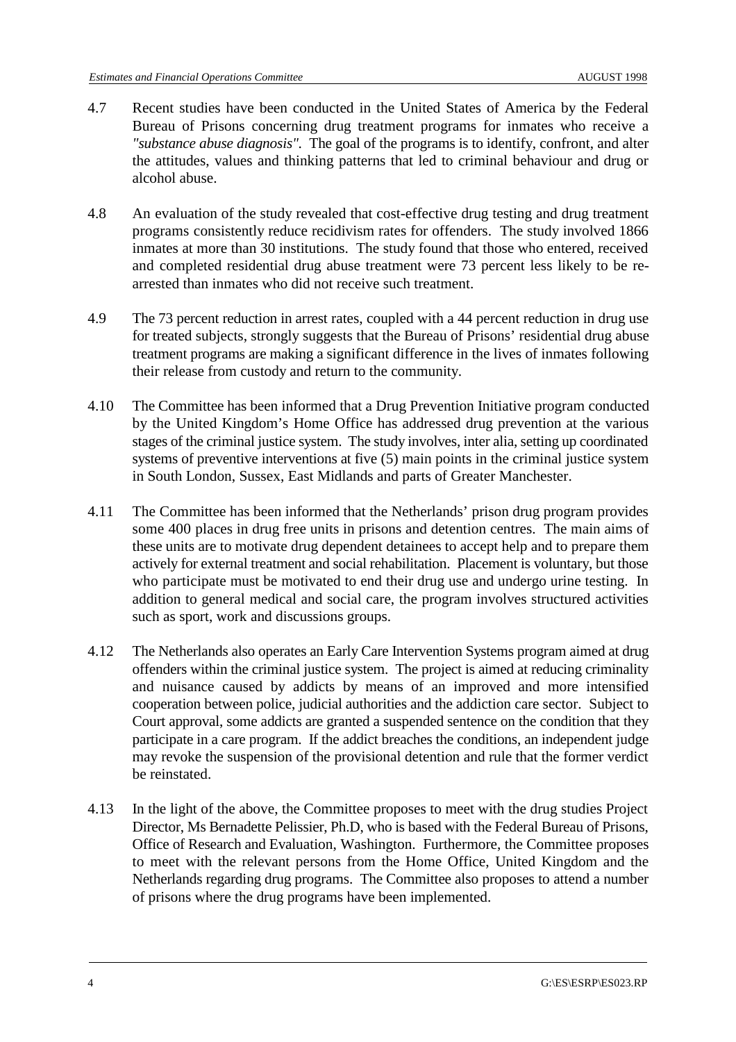4.7 Recent studies have been conducted in the United States of America by the Federal Bureau of Prisons concerning drug treatment programs for inmates who receive a *"substance abuse diagnosis"*. The goal of the programs is to identify, confront, and alter the attitudes, values and thinking patterns that led to criminal behaviour and drug or alcohol abuse.

4.8 An evaluation of the study revealed that cost-effective drug testing and drug treatment programs consistently reduce recidivism rates for offenders. The study involved 1866 inmates at more than 30 institutions. The study found that those who entered, received and completed residential drug abuse treatment were 73 percent less likely to be re-arrested than inmates who did not receive such treatment.

4.9 The 73 percent reduction in arrest rates, coupled with a 44 percent reduction in drug use for treated subjects, strongly suggests that the Bureau of Prisons' residential drug abuse treatment programs are making a significant difference in the lives of inmates following their release from custody and return to the community.

4.10 The Committee has been informed that a Drug Prevention Initiative program conducted by the United Kingdom's Home Office has addressed drug prevention at the various stages of the criminal justice system. The study involves, inter alia, setting up coordinated systems of preventive interventions at five (5) main points in the criminal justice system in South London, Sussex, East Midlands and parts of Greater Manchester.

4.11 The Committee has been informed that the Netherlands' prison drug program provides some 400 places in drug free units in prisons and detention centres. The main aims of these units are to motivate drug dependent detainees to accept help and to prepare them actively for external treatment and social rehabilitation. Placement is voluntary, but those who participate must be motivated to end their drug use and undergo urine testing. In addition to general medical and social care, the program involves structured activities such as sport, work and discussions groups.

4.12 The Netherlands also operates an Early Care Intervention Systems program aimed at drug offenders within the criminal justice system. The project is aimed at reducing criminality and nuisance caused by addicts by means of an improved and more intensified cooperation between police, judicial authorities and the addiction care sector. Subject to Court approval, some addicts are granted a suspended sentence on the condition that they participate in a care program. If the addict breaches the conditions, an independent judge may revoke the suspension of the provisional detention and rule that the former verdict be reinstated.

4.13 In the light of the above, the Committee proposes to meet with the drug studies Project Director, Ms Bernadette Pelissier, Ph.D, who is based with the Federal Bureau of Prisons, Office of Research and Evaluation, Washington. Furthermore, the Committee proposes to meet with the relevant persons from the Home Office, United Kingdom and the Netherlands regarding drug programs. The Committee also proposes to attend a number of prisons where the drug programs have been implemented.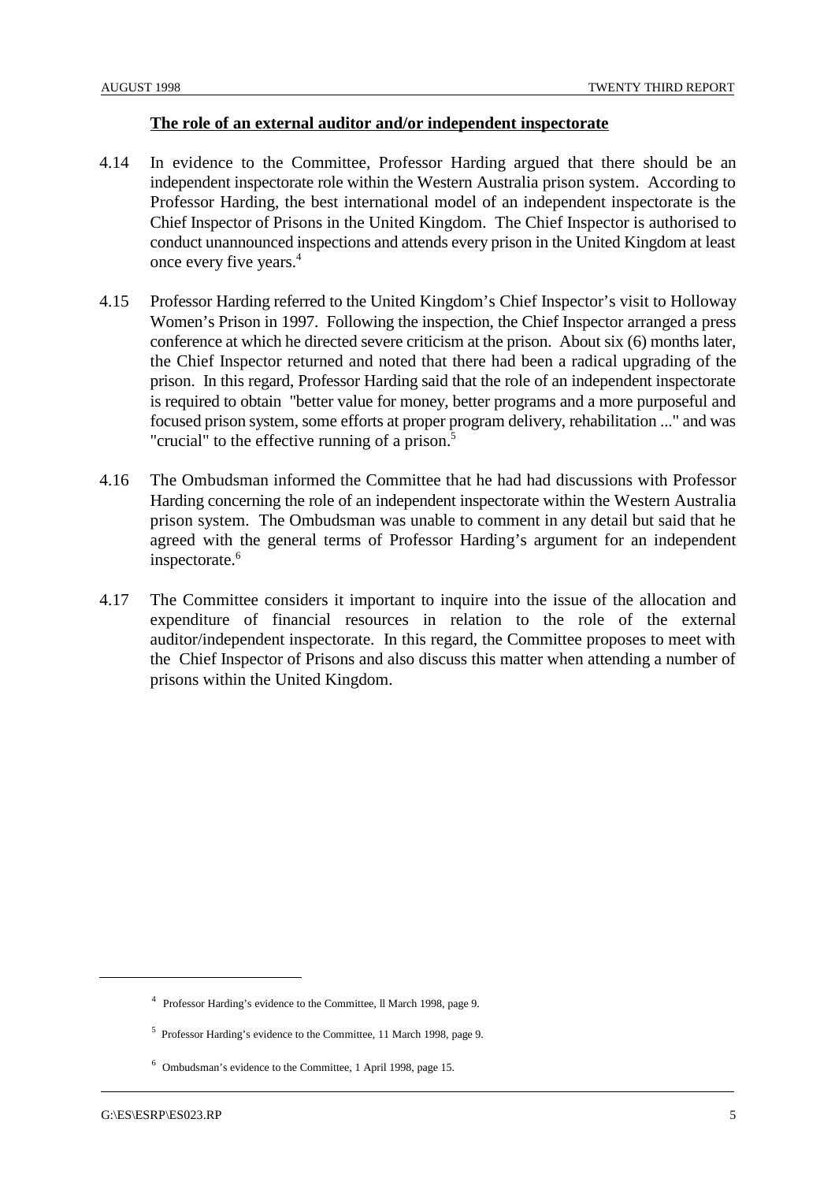## The role of an external auditor and/or independent inspectorate

4.14 In evidence to the Committee, Professor Harding argued that there should be an independent inspectorate role within the Western Australia prison system. According to Professor Harding, the best international model of an independent inspectorate is the Chief Inspector of Prisons in the United Kingdom. The Chief Inspector is authorised to conduct unannounced inspections and attends every prison in the United Kingdom at least once every five years.[4]

4.15 Professor Harding referred to the United Kingdom's Chief Inspector's visit to Holloway Women's Prison in 1997. Following the inspection, the Chief Inspector arranged a press conference at which he directed severe criticism at the prison. About six (6) months later, the Chief Inspector returned and noted that there had been a radical upgrading of the prison. In this regard, Professor Harding said that the role of an independent inspectorate is required to obtain "better value for money, better programs and a more purposeful and focused prison system, some efforts at proper program delivery, rehabilitation ..." and was "crucial" to the effective running of a prison.[5]

4.16 The Ombudsman informed the Committee that he had had discussions with Professor Harding concerning the role of an independent inspectorate within the Western Australia prison system. The Ombudsman was unable to comment in any detail but said that he agreed with the general terms of Professor Harding's argument for an independent inspectorate.[6]

4.17 The Committee considers it important to inquire into the issue of the allocation and expenditure of financial resources in relation to the role of the external auditor/independent inspectorate. In this regard, the Committee proposes to meet with the Chief Inspector of Prisons and also discuss this matter when attending a number of prisons within the United Kingdom.

---

[4] Professor Harding's evidence to the Committee, ll March 1998, page 9.

[5] Professor Harding's evidence to the Committee, 11 March 1998, page 9.

[6] Ombudsman's evidence to the Committee, 1 April 1998, page 15.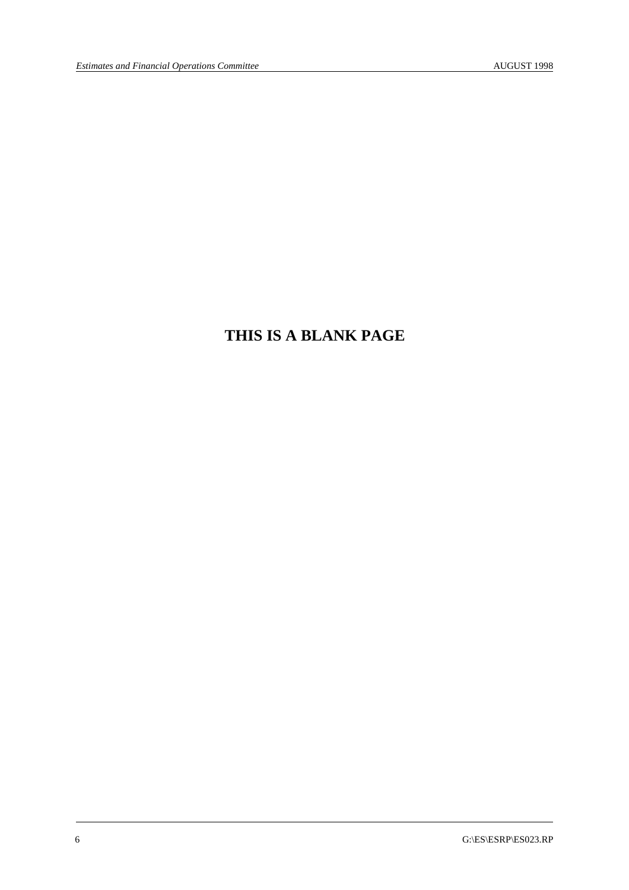**THIS IS A BLANK PAGE**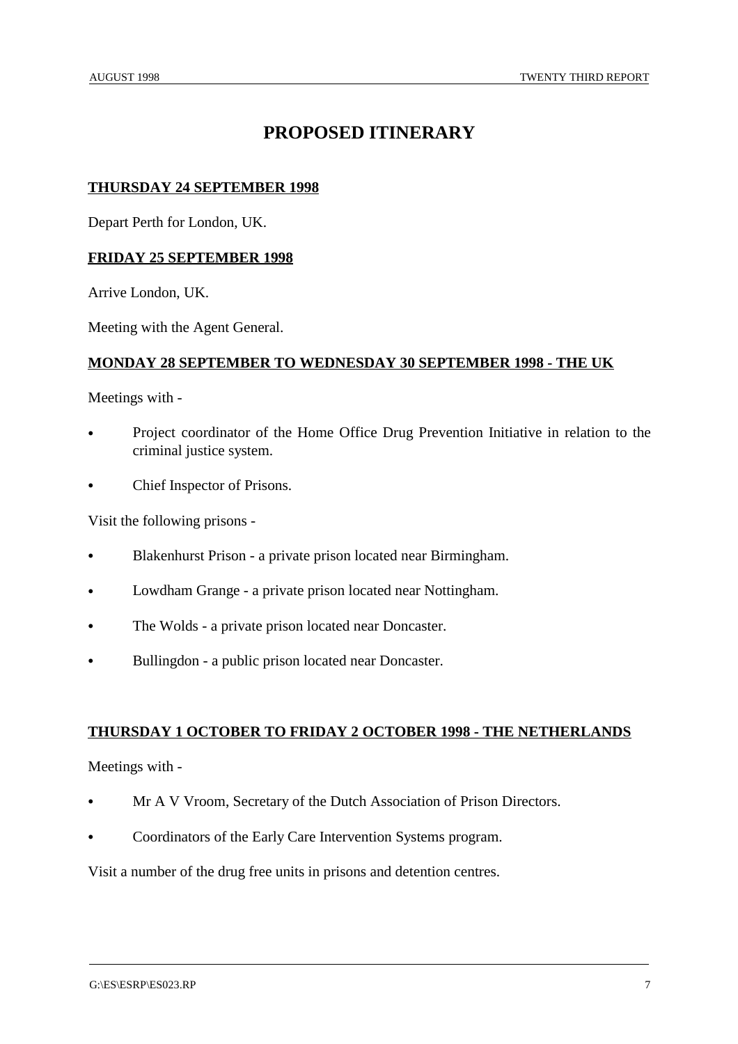# PROPOSED ITINERARY

**THURSDAY 24 SEPTEMBER 1998**

Depart Perth for London, UK.

**FRIDAY 25 SEPTEMBER 1998**

Arrive London, UK.

Meeting with the Agent General.

**MONDAY 28 SEPTEMBER TO WEDNESDAY 30 SEPTEMBER 1998 - THE UK**

Meetings with -

- Project coordinator of the Home Office Drug Prevention Initiative in relation to the criminal justice system.
- Chief Inspector of Prisons.

Visit the following prisons -

- Blakenhurst Prison - a private prison located near Birmingham.
- Lowdham Grange - a private prison located near Nottingham.
- The Wolds - a private prison located near Doncaster.
- Bullingdon - a public prison located near Doncaster.

**THURSDAY 1 OCTOBER TO FRIDAY 2 OCTOBER 1998 - THE NETHERLANDS**

Meetings with -

- Mr A V Vroom, Secretary of the Dutch Association of Prison Directors.
- Coordinators of the Early Care Intervention Systems program.

Visit a number of the drug free units in prisons and detention centres.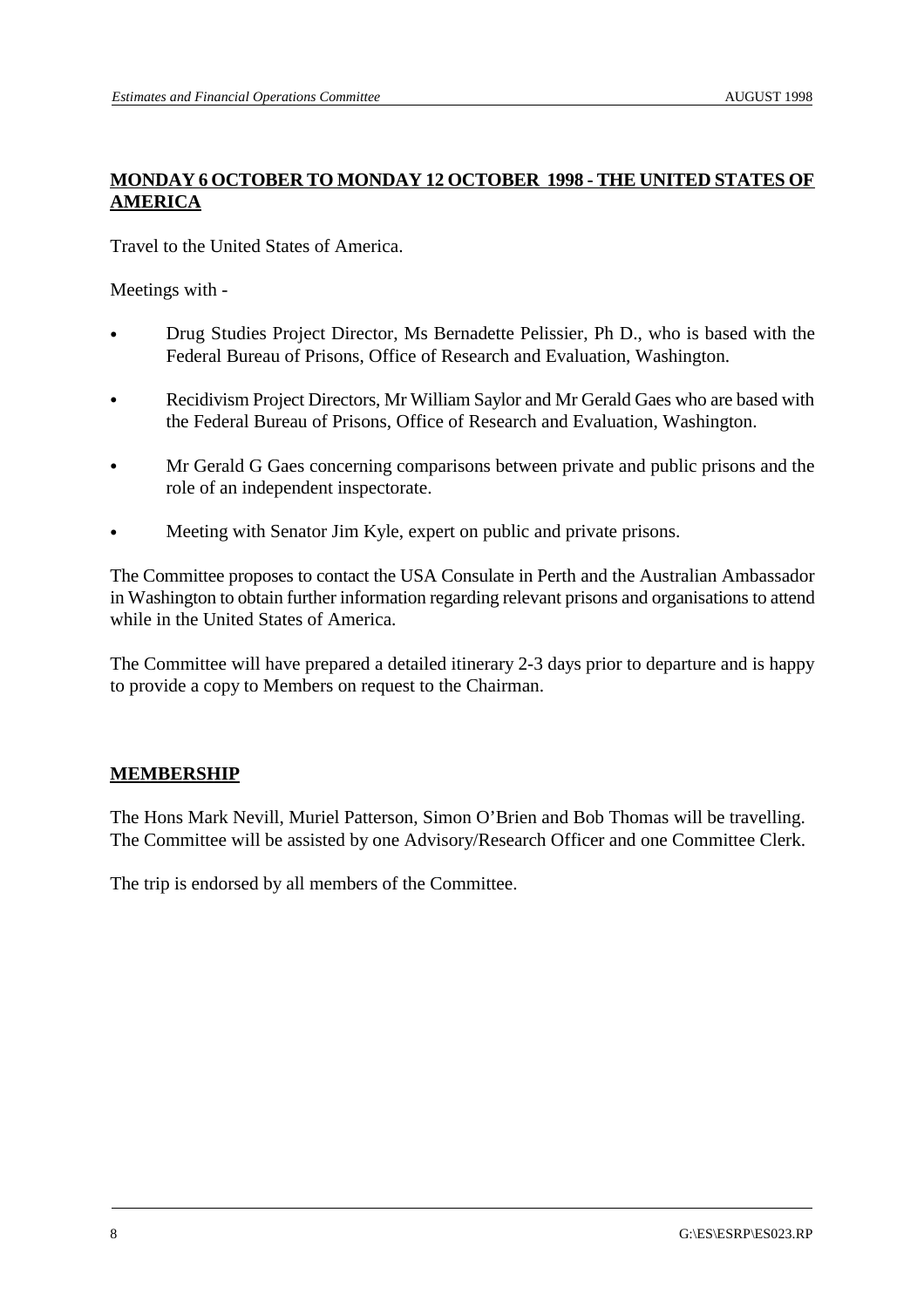**MONDAY 6 OCTOBER TO MONDAY 12 OCTOBER 1998 - THE UNITED STATES OF AMERICA**

Travel to the United States of America.

Meetings with -

- Drug Studies Project Director, Ms Bernadette Pelissier, Ph D., who is based with the Federal Bureau of Prisons, Office of Research and Evaluation, Washington.
- Recidivism Project Directors, Mr William Saylor and Mr Gerald Gaes who are based with the Federal Bureau of Prisons, Office of Research and Evaluation, Washington.
- Mr Gerald G Gaes concerning comparisons between private and public prisons and the role of an independent inspectorate.
- Meeting with Senator Jim Kyle, expert on public and private prisons.

The Committee proposes to contact the USA Consulate in Perth and the Australian Ambassador in Washington to obtain further information regarding relevant prisons and organisations to attend while in the United States of America.

The Committee will have prepared a detailed itinerary 2-3 days prior to departure and is happy to provide a copy to Members on request to the Chairman.

**MEMBERSHIP**

The Hons Mark Nevill, Muriel Patterson, Simon O'Brien and Bob Thomas will be travelling. The Committee will be assisted by one Advisory/Research Officer and one Committee Clerk.

The trip is endorsed by all members of the Committee.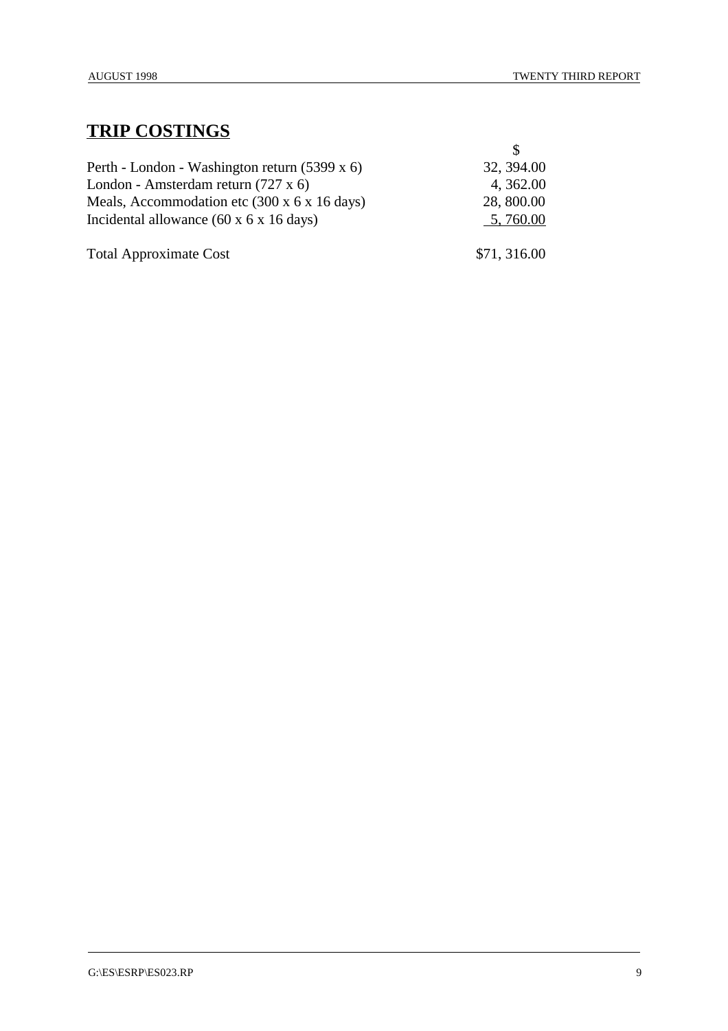## TRIP COSTINGS

| | $ |
|---|---|
| Perth - London - Washington return (5399 x 6) | 32, 394.00 |
| London - Amsterdam return (727 x 6) | 4, 362.00 |
| Meals, Accommodation etc (300 x 6 x 16 days) | 28, 800.00 |
| Incidental allowance (60 x 6 x 16 days) | 5, 760.00 |
| Total Approximate Cost | $71, 316.00 |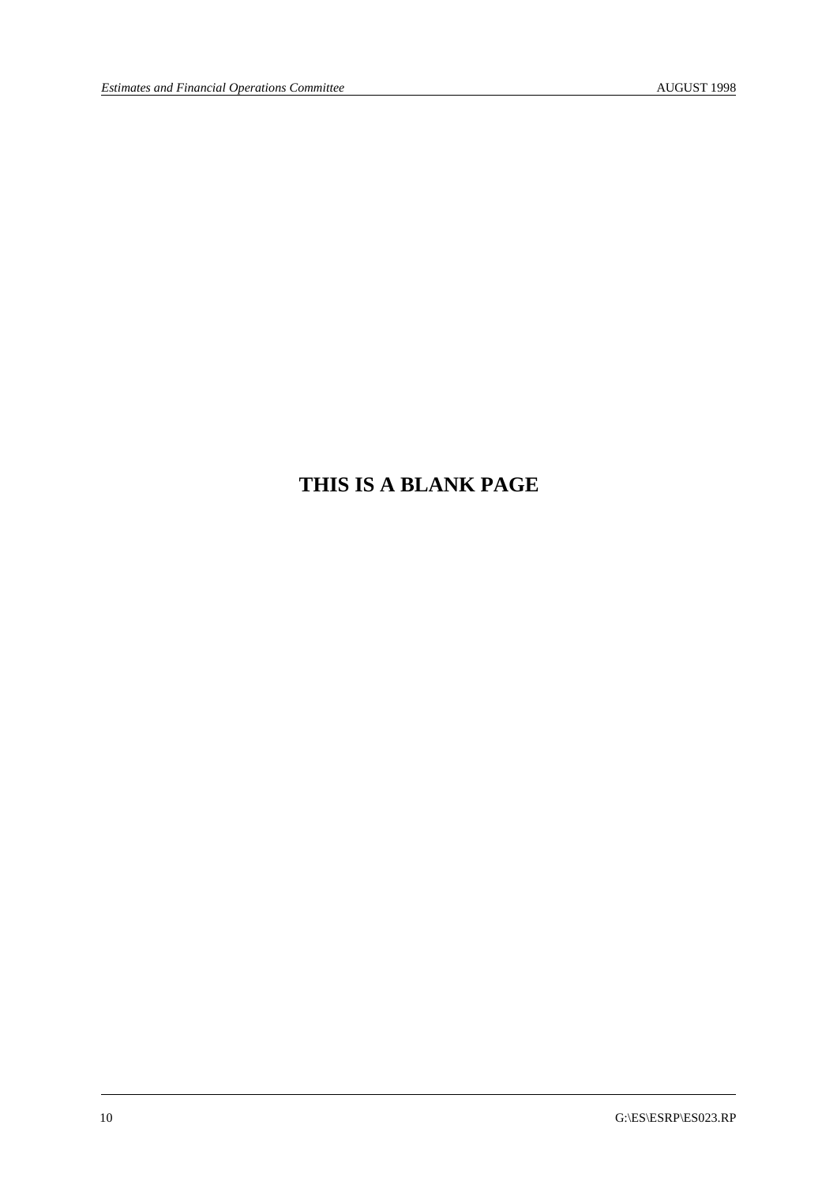**THIS IS A BLANK PAGE**